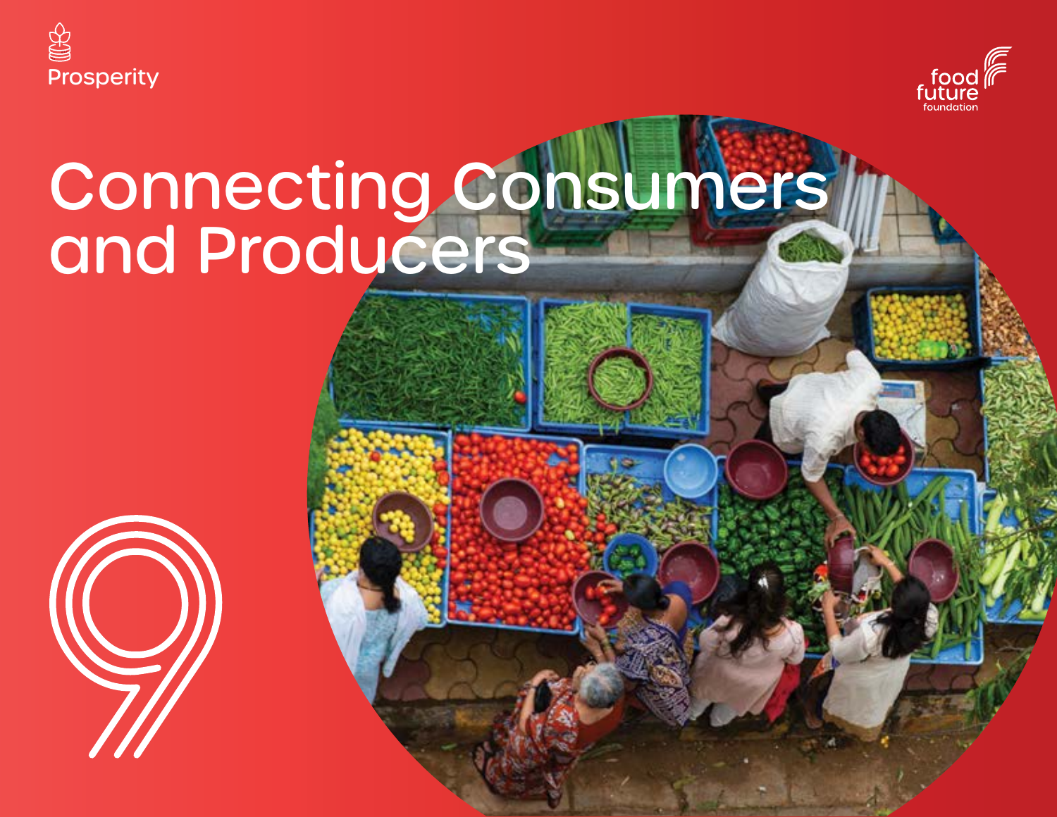Prosperity

food future foundation

# Connecting Consumers and Producers

9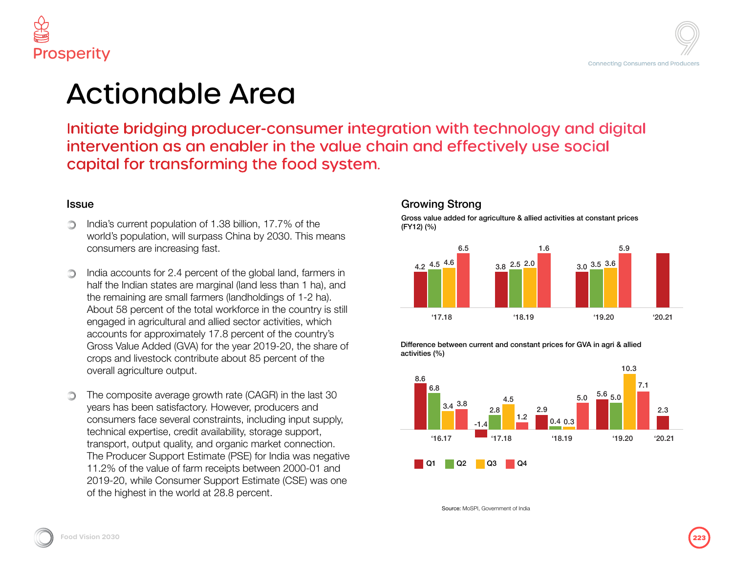Prosperity

# Actionable Area

## Initiate bridging producer-consumer integration with technology and digital intervention as an enabler in the value chain and effectively use social capital for transforming the food system.

### Issue

- India's current population of 1.38 billion, 17.7% of the world's population, will surpass China by 2030. This means consumers are increasing fast.
- India accounts for 2.4 percent of the global land, farmers in half the Indian states are marginal (land less than 1 ha), and the remaining are small farmers (landholdings of 1-2 ha). About 58 percent of the total workforce in the country is still engaged in agricultural and allied sector activities, which accounts for approximately 17.8 percent of the country's Gross Value Added (GVA) for the year 2019-20, the share of crops and livestock contribute about 85 percent of the overall agriculture output.
- The composite average growth rate (CAGR) in the last 30 years has been satisfactory. However, producers and consumers face several constraints, including input supply, technical expertise, credit availability, storage support, transport, output quality, and organic market connection. The Producer Support Estimate (PSE) for India was negative 11.2% of the value of farm receipts between 2000-01 and 2019-20, while Consumer Support Estimate (CSE) was one of the highest in the world at 28.8 percent.

### Growing Strong

Gross value added for agriculture & allied activities at constant prices (FY12) (%)

| Year | Q1 | Q2 | Q3 | Q4 |
|---|---|---|---|---|
| '17.18 | 4.2 | 4.5 | 4.6 | 6.5 |
| '18.19 | 3.8 | 2.5 | 2.0 | 1.6 |
| '19.20 | 3.0 | 3.5 | 3.6 | 5.9 |
| '20.21 | | | | |

Difference between current and constant prices for GVA in agri & allied activities (%)

| Year | Q1 | Q2 | Q3 | Q4 |
|---|---|---|---|---|
| '16.17 | 8.6 | 6.8 | 3.4 | 3.8 |
| '17.18 | -1.4 | 2.8 | 4.5 | 1.2 |
| '18.19 | 2.9 | 0.4 | 0.3 | 5.0 |
| '19.20 | 5.6 | 5.0 | 10.3 | 7.1 |
| '20.21 | 2.3 | | | |

Source: MoSPI, Government of India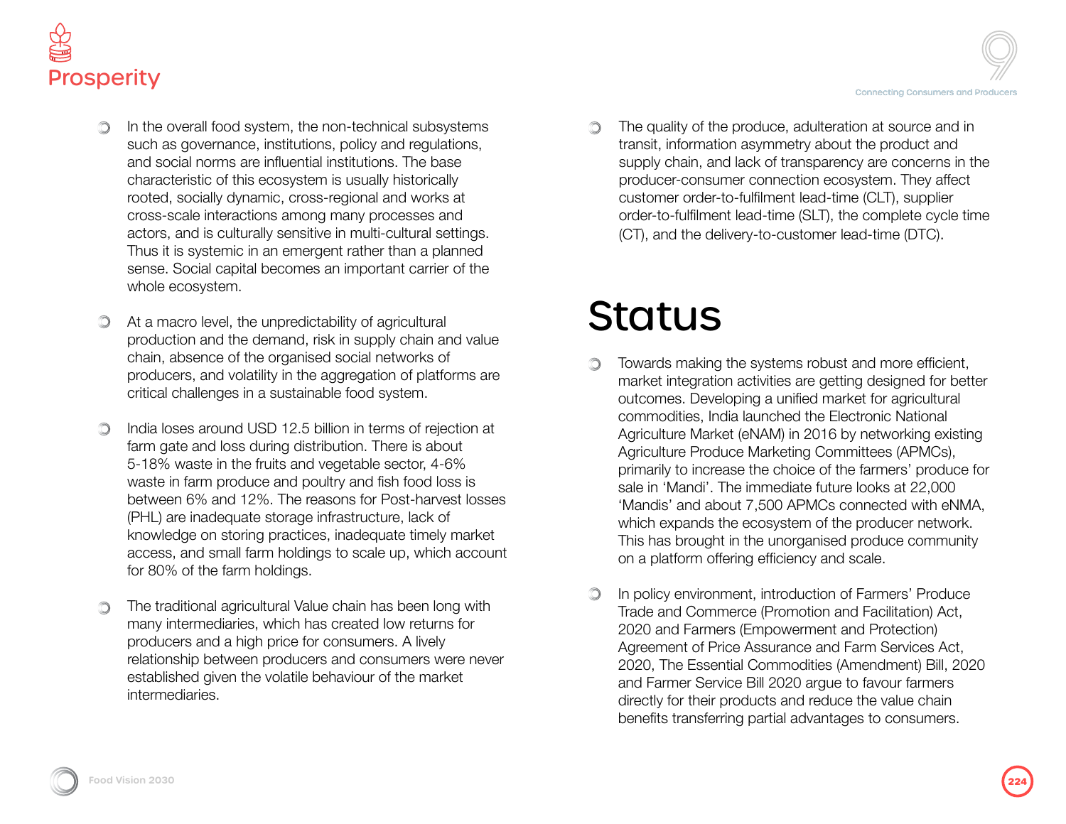- In the overall food system, the non-technical subsystems such as governance, institutions, policy and regulations, and social norms are influential institutions. The base characteristic of this ecosystem is usually historically rooted, socially dynamic, cross-regional and works at cross-scale interactions among many processes and actors, and is culturally sensitive in multi-cultural settings. Thus it is systemic in an emergent rather than a planned sense. Social capital becomes an important carrier of the whole ecosystem.

- At a macro level, the unpredictability of agricultural production and the demand, risk in supply chain and value chain, absence of the organised social networks of producers, and volatility in the aggregation of platforms are critical challenges in a sustainable food system.

- India loses around USD 12.5 billion in terms of rejection at farm gate and loss during distribution. There is about 5-18% waste in the fruits and vegetable sector, 4-6% waste in farm produce and poultry and fish food loss is between 6% and 12%. The reasons for Post-harvest losses (PHL) are inadequate storage infrastructure, lack of knowledge on storing practices, inadequate timely market access, and small farm holdings to scale up, which account for 80% of the farm holdings.

- The traditional agricultural Value chain has been long with many intermediaries, which has created low returns for producers and a high price for consumers. A lively relationship between producers and consumers were never established given the volatile behaviour of the market intermediaries.

- The quality of the produce, adulteration at source and in transit, information asymmetry about the product and supply chain, and lack of transparency are concerns in the producer-consumer connection ecosystem. They affect customer order-to-fulfilment lead-time (CLT), supplier order-to-fulfilment lead-time (SLT), the complete cycle time (CT), and the delivery-to-customer lead-time (DTC).

# Status

- Towards making the systems robust and more efficient, market integration activities are getting designed for better outcomes. Developing a unified market for agricultural commodities, India launched the Electronic National Agriculture Market (eNAM) in 2016 by networking existing Agriculture Produce Marketing Committees (APMCs), primarily to increase the choice of the farmers' produce for sale in 'Mandi'. The immediate future looks at 22,000 'Mandis' and about 7,500 APMCs connected with eNMA, which expands the ecosystem of the producer network. This has brought in the unorganised produce community on a platform offering efficiency and scale.

- In policy environment, introduction of Farmers' Produce Trade and Commerce (Promotion and Facilitation) Act, 2020 and Farmers (Empowerment and Protection) Agreement of Price Assurance and Farm Services Act, 2020, The Essential Commodities (Amendment) Bill, 2020 and Farmer Service Bill 2020 argue to favour farmers directly for their products and reduce the value chain benefits transferring partial advantages to consumers.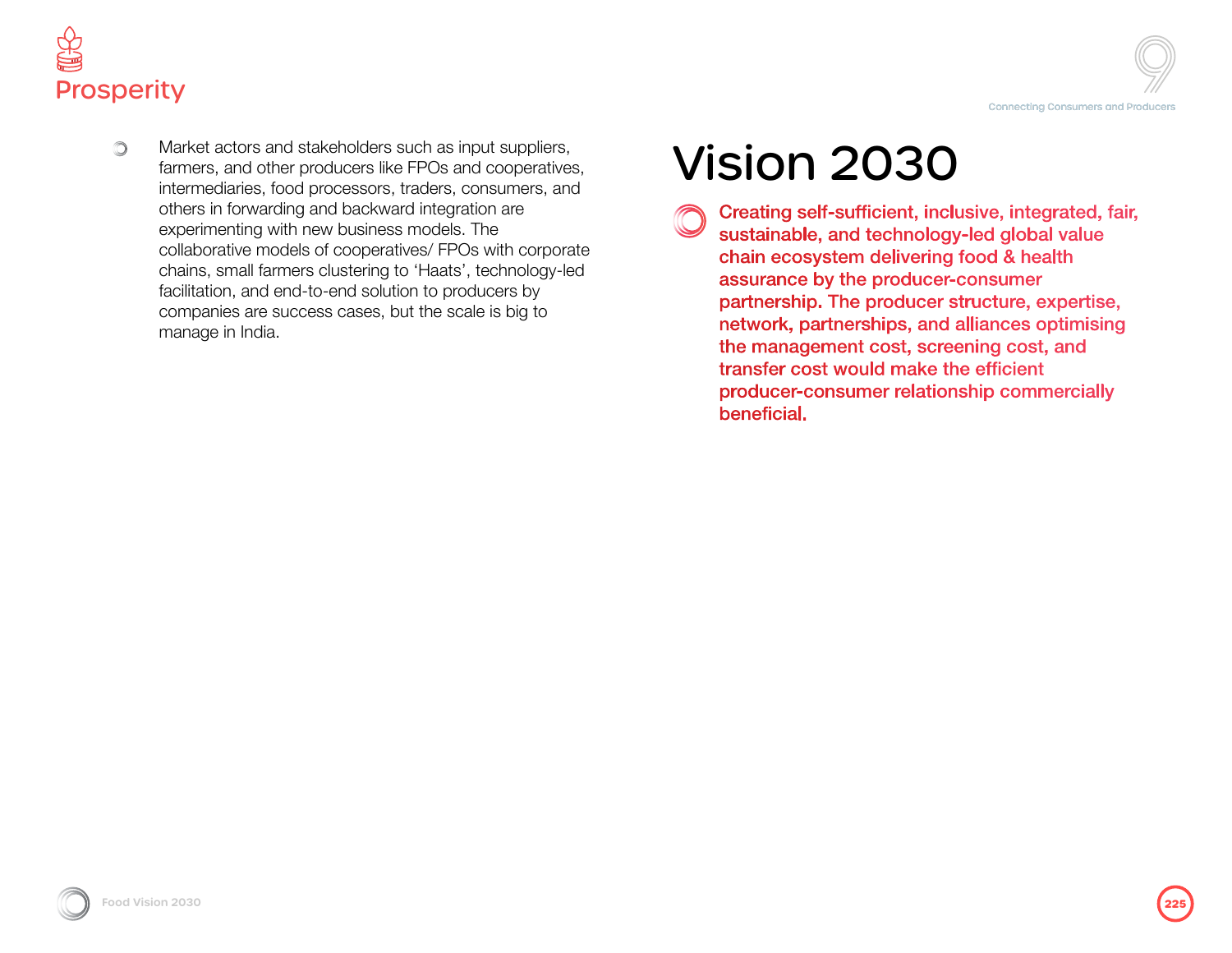- Market actors and stakeholders such as input suppliers, farmers, and other producers like FPOs and cooperatives, intermediaries, food processors, traders, consumers, and others in forwarding and backward integration are experimenting with new business models. The collaborative models of cooperatives/ FPOs with corporate chains, small farmers clustering to 'Haats', technology-led facilitation, and end-to-end solution to producers by companies are success cases, but the scale is big to manage in India.

# Vision 2030

**Creating self-sufficient, inclusive, integrated, fair, sustainable, and technology-led global value chain ecosystem delivering food & health assurance by the producer-consumer partnership. The producer structure, expertise, network, partnerships, and alliances optimising the management cost, screening cost, and transfer cost would make the efficient producer-consumer relationship commercially beneficial.**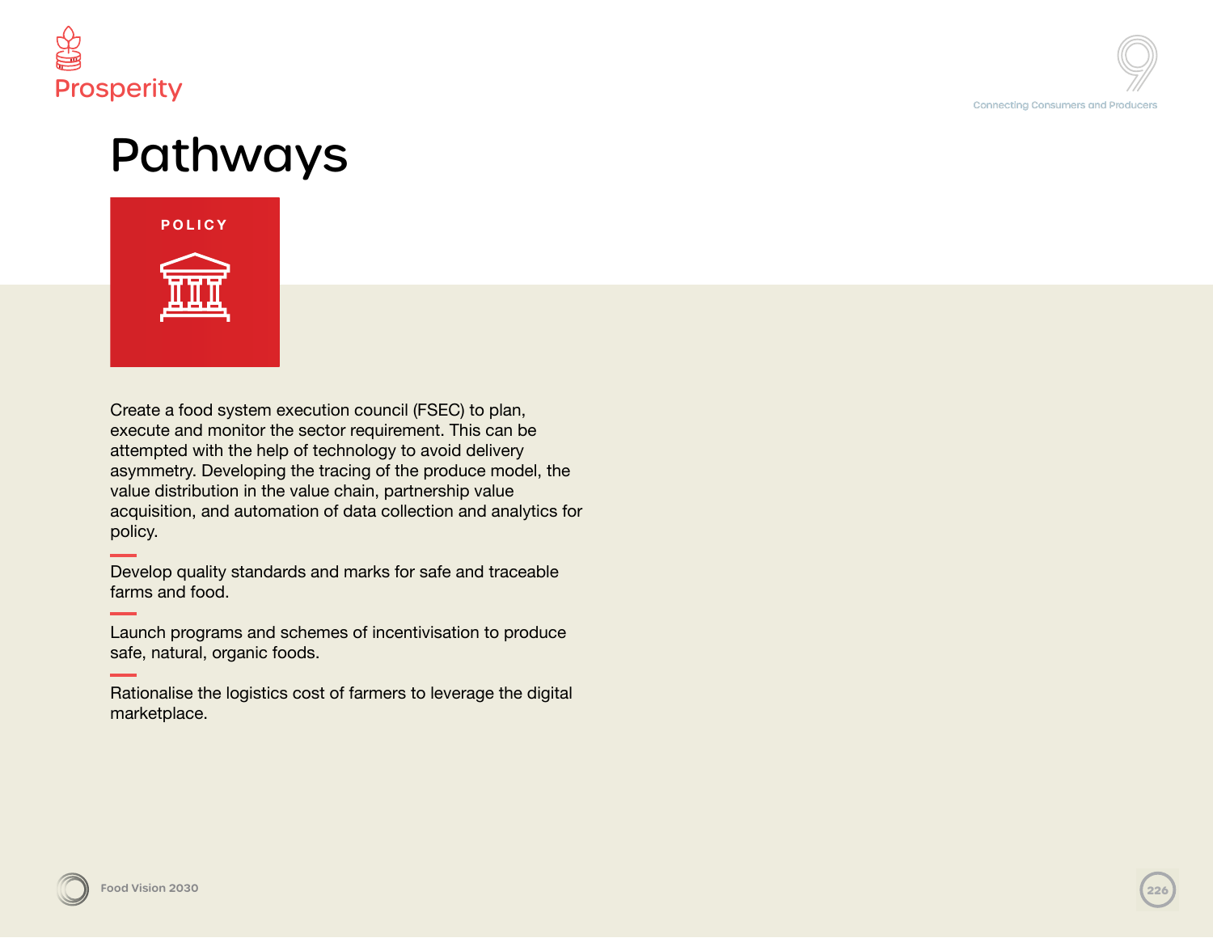# Pathways

## POLICY

Create a food system execution council (FSEC) to plan, execute and monitor the sector requirement. This can be attempted with the help of technology to avoid delivery asymmetry. Developing the tracing of the produce model, the value distribution in the value chain, partnership value acquisition, and automation of data collection and analytics for policy.

---

Develop quality standards and marks for safe and traceable farms and food.

---

Launch programs and schemes of incentivisation to produce safe, natural, organic foods.

---

Rationalise the logistics cost of farmers to leverage the digital marketplace.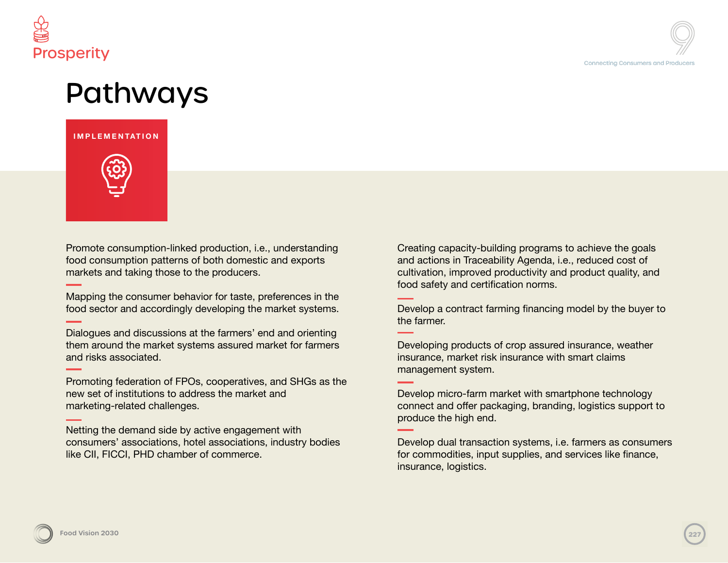# Pathways

## IMPLEMENTATION

Promote consumption-linked production, i.e., understanding food consumption patterns of both domestic and exports markets and taking those to the producers.

Mapping the consumer behavior for taste, preferences in the food sector and accordingly developing the market systems.

Dialogues and discussions at the farmers' end and orienting them around the market systems assured market for farmers and risks associated.

Promoting federation of FPOs, cooperatives, and SHGs as the new set of institutions to address the market and marketing-related challenges.

Netting the demand side by active engagement with consumers' associations, hotel associations, industry bodies like CII, FICCI, PHD chamber of commerce.

Creating capacity-building programs to achieve the goals and actions in Traceability Agenda, i.e., reduced cost of cultivation, improved productivity and product quality, and food safety and certification norms.

Develop a contract farming financing model by the buyer to the farmer.

Developing products of crop assured insurance, weather insurance, market risk insurance with smart claims management system.

Develop micro-farm market with smartphone technology connect and offer packaging, branding, logistics support to produce the high end.

Develop dual transaction systems, i.e. farmers as consumers for commodities, input supplies, and services like finance, insurance, logistics.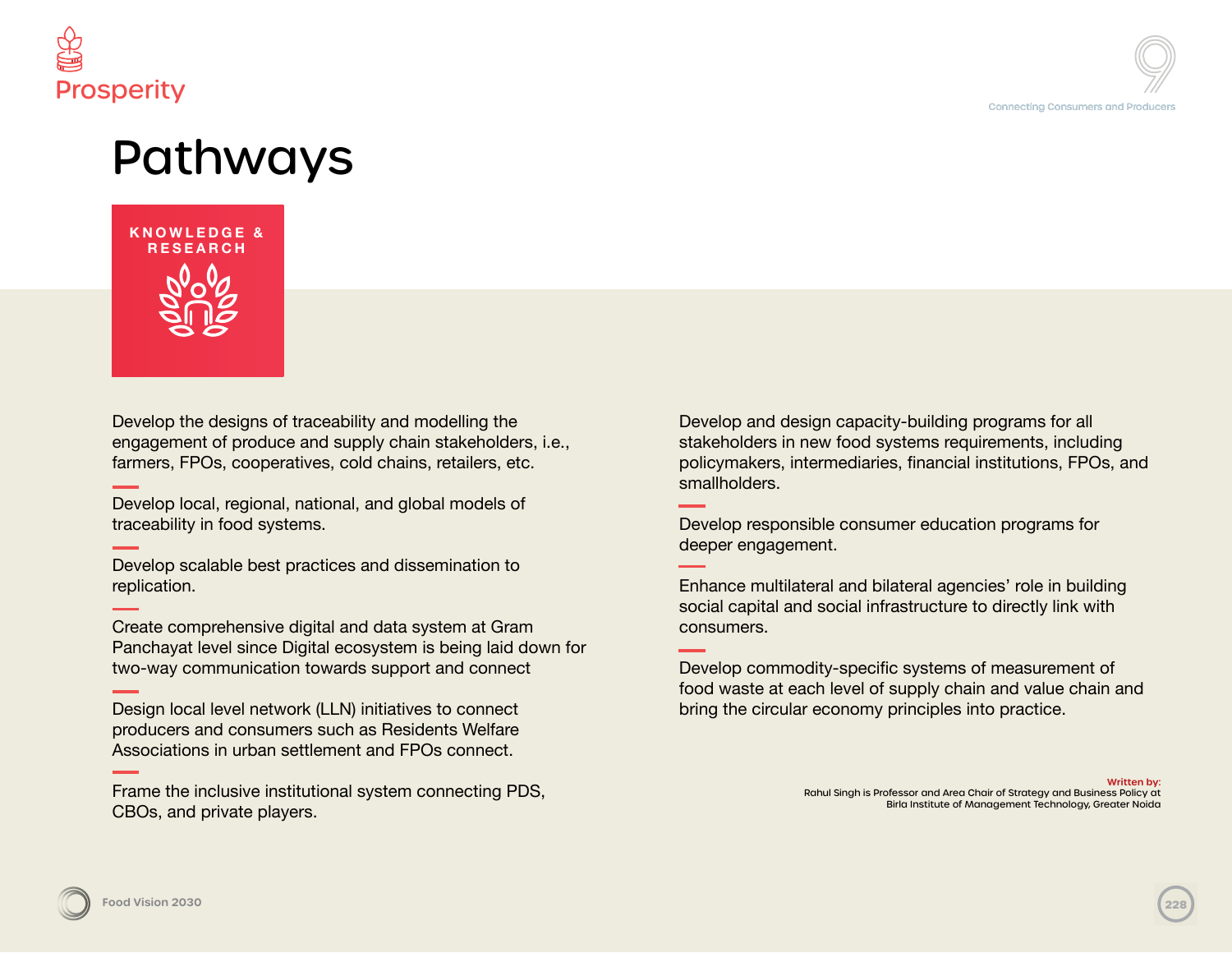# Pathways

## KNOWLEDGE & RESEARCH

Develop the designs of traceability and modelling the engagement of produce and supply chain stakeholders, i.e., farmers, FPOs, cooperatives, cold chains, retailers, etc.

Develop local, regional, national, and global models of traceability in food systems.

Develop scalable best practices and dissemination to replication.

Create comprehensive digital and data system at Gram Panchayat level since Digital ecosystem is being laid down for two-way communication towards support and connect

Design local level network (LLN) initiatives to connect producers and consumers such as Residents Welfare Associations in urban settlement and FPOs connect.

Frame the inclusive institutional system connecting PDS, CBOs, and private players.

Develop and design capacity-building programs for all stakeholders in new food systems requirements, including policymakers, intermediaries, financial institutions, FPOs, and smallholders.

Develop responsible consumer education programs for deeper engagement.

Enhance multilateral and bilateral agencies' role in building social capital and social infrastructure to directly link with consumers.

Develop commodity-specific systems of measurement of food waste at each level of supply chain and value chain and bring the circular economy principles into practice.

**Written by:**
Rahul Singh is Professor and Area Chair of Strategy and Business Policy at Birla Institute of Management Technology, Greater Noida